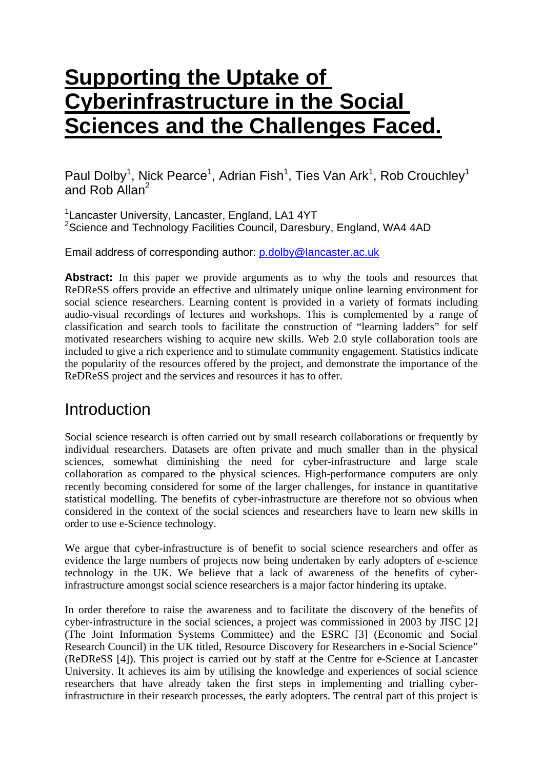# Supporting the Uptake of Cyberinfrastructure in the Social Sciences and the Challenges Faced.

Paul Dolby[1], Nick Pearce[1], Adrian Fish[1], Ties Van Ark[1], Rob Crouchley[1] and Rob Allan[2]

[1]Lancaster University, Lancaster, England, LA1 4YT
[2]Science and Technology Facilities Council, Daresbury, England, WA4 4AD

Email address of corresponding author: p.dolby@lancaster.ac.uk

**Abstract:** In this paper we provide arguments as to why the tools and resources that ReDReSS offers provide an effective and ultimately unique online learning environment for social science researchers. Learning content is provided in a variety of formats including audio-visual recordings of lectures and workshops. This is complemented by a range of classification and search tools to facilitate the construction of "learning ladders" for self motivated researchers wishing to acquire new skills. Web 2.0 style collaboration tools are included to give a rich experience and to stimulate community engagement. Statistics indicate the popularity of the resources offered by the project, and demonstrate the importance of the ReDReSS project and the services and resources it has to offer.

## Introduction

Social science research is often carried out by small research collaborations or frequently by individual researchers. Datasets are often private and much smaller than in the physical sciences, somewhat diminishing the need for cyber-infrastructure and large scale collaboration as compared to the physical sciences. High-performance computers are only recently becoming considered for some of the larger challenges, for instance in quantitative statistical modelling. The benefits of cyber-infrastructure are therefore not so obvious when considered in the context of the social sciences and researchers have to learn new skills in order to use e-Science technology.

We argue that cyber-infrastructure is of benefit to social science researchers and offer as evidence the large numbers of projects now being undertaken by early adopters of e-science technology in the UK. We believe that a lack of awareness of the benefits of cyber-infrastructure amongst social science researchers is a major factor hindering its uptake.

In order therefore to raise the awareness and to facilitate the discovery of the benefits of cyber-infrastructure in the social sciences, a project was commissioned in 2003 by JISC [2] (The Joint Information Systems Committee) and the ESRC [3] (Economic and Social Research Council) in the UK titled, Resource Discovery for Researchers in e-Social Science" (ReDReSS [4]). This project is carried out by staff at the Centre for e-Science at Lancaster University. It achieves its aim by utilising the knowledge and experiences of social science researchers that have already taken the first steps in implementing and trialling cyber-infrastructure in their research processes, the early adopters. The central part of this project is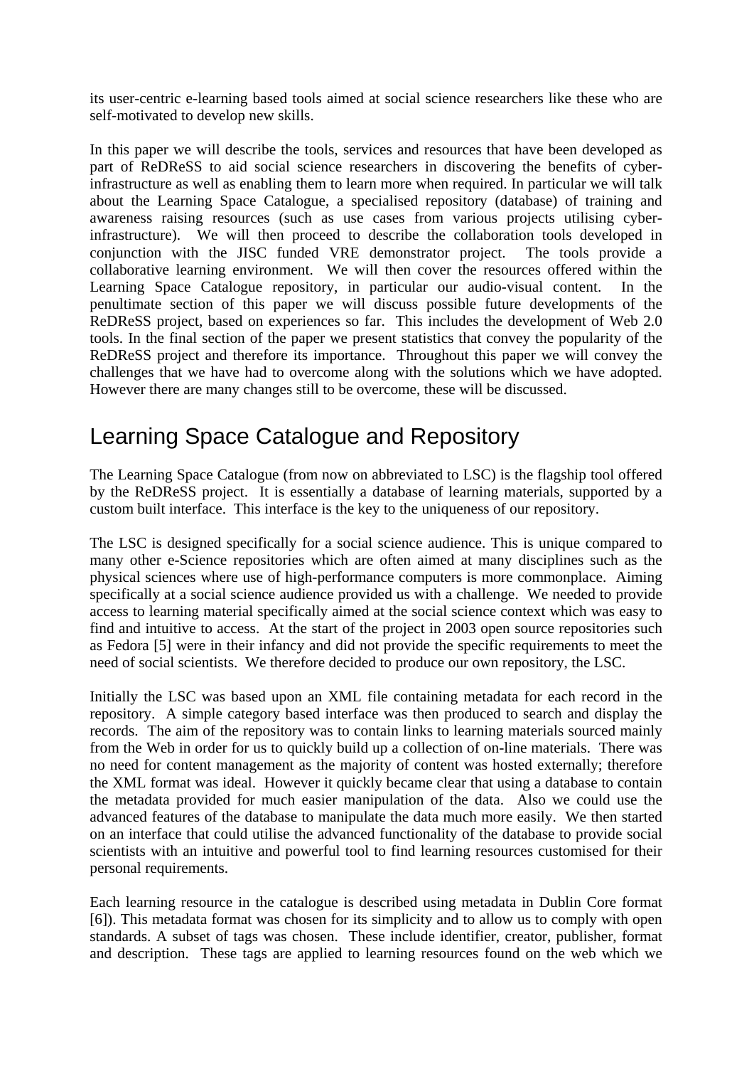its user-centric e-learning based tools aimed at social science researchers like these who are self-motivated to develop new skills.

In this paper we will describe the tools, services and resources that have been developed as part of ReDReSS to aid social science researchers in discovering the benefits of cyber-infrastructure as well as enabling them to learn more when required. In particular we will talk about the Learning Space Catalogue, a specialised repository (database) of training and awareness raising resources (such as use cases from various projects utilising cyber-infrastructure). We will then proceed to describe the collaboration tools developed in conjunction with the JISC funded VRE demonstrator project. The tools provide a collaborative learning environment. We will then cover the resources offered within the Learning Space Catalogue repository, in particular our audio-visual content. In the penultimate section of this paper we will discuss possible future developments of the ReDReSS project, based on experiences so far. This includes the development of Web 2.0 tools. In the final section of the paper we present statistics that convey the popularity of the ReDReSS project and therefore its importance. Throughout this paper we will convey the challenges that we have had to overcome along with the solutions which we have adopted. However there are many changes still to be overcome, these will be discussed.

# Learning Space Catalogue and Repository

The Learning Space Catalogue (from now on abbreviated to LSC) is the flagship tool offered by the ReDReSS project. It is essentially a database of learning materials, supported by a custom built interface. This interface is the key to the uniqueness of our repository.

The LSC is designed specifically for a social science audience. This is unique compared to many other e-Science repositories which are often aimed at many disciplines such as the physical sciences where use of high-performance computers is more commonplace. Aiming specifically at a social science audience provided us with a challenge. We needed to provide access to learning material specifically aimed at the social science context which was easy to find and intuitive to access. At the start of the project in 2003 open source repositories such as Fedora [5] were in their infancy and did not provide the specific requirements to meet the need of social scientists. We therefore decided to produce our own repository, the LSC.

Initially the LSC was based upon an XML file containing metadata for each record in the repository. A simple category based interface was then produced to search and display the records. The aim of the repository was to contain links to learning materials sourced mainly from the Web in order for us to quickly build up a collection of on-line materials. There was no need for content management as the majority of content was hosted externally; therefore the XML format was ideal. However it quickly became clear that using a database to contain the metadata provided for much easier manipulation of the data. Also we could use the advanced features of the database to manipulate the data much more easily. We then started on an interface that could utilise the advanced functionality of the database to provide social scientists with an intuitive and powerful tool to find learning resources customised for their personal requirements.

Each learning resource in the catalogue is described using metadata in Dublin Core format [6]). This metadata format was chosen for its simplicity and to allow us to comply with open standards. A subset of tags was chosen. These include identifier, creator, publisher, format and description. These tags are applied to learning resources found on the web which we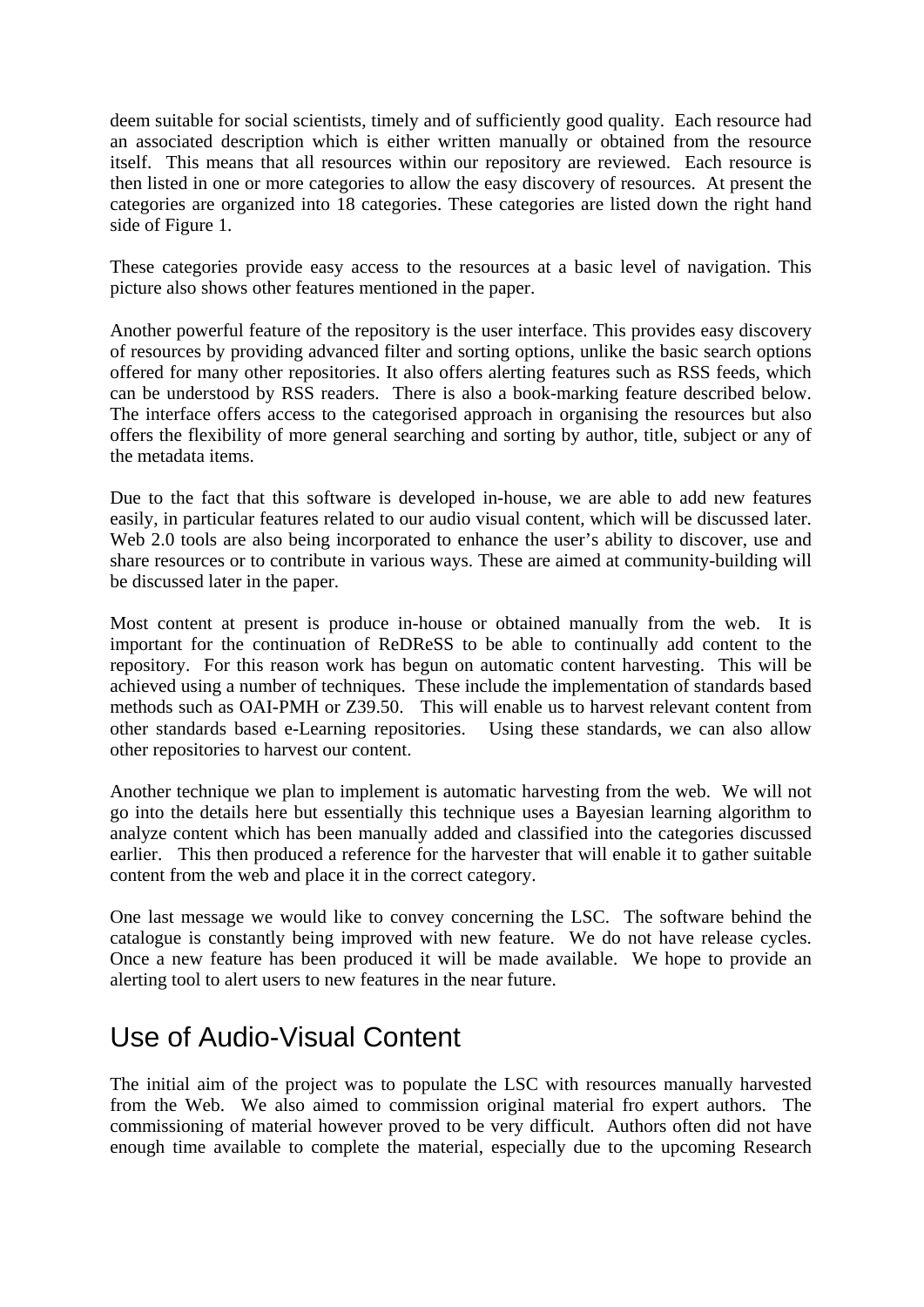deem suitable for social scientists, timely and of sufficiently good quality. Each resource had an associated description which is either written manually or obtained from the resource itself. This means that all resources within our repository are reviewed. Each resource is then listed in one or more categories to allow the easy discovery of resources. At present the categories are organized into 18 categories. These categories are listed down the right hand side of Figure 1.

These categories provide easy access to the resources at a basic level of navigation. This picture also shows other features mentioned in the paper.

Another powerful feature of the repository is the user interface. This provides easy discovery of resources by providing advanced filter and sorting options, unlike the basic search options offered for many other repositories. It also offers alerting features such as RSS feeds, which can be understood by RSS readers. There is also a book-marking feature described below. The interface offers access to the categorised approach in organising the resources but also offers the flexibility of more general searching and sorting by author, title, subject or any of the metadata items.

Due to the fact that this software is developed in-house, we are able to add new features easily, in particular features related to our audio visual content, which will be discussed later. Web 2.0 tools are also being incorporated to enhance the user's ability to discover, use and share resources or to contribute in various ways. These are aimed at community-building will be discussed later in the paper.

Most content at present is produce in-house or obtained manually from the web. It is important for the continuation of ReDReSS to be able to continually add content to the repository. For this reason work has begun on automatic content harvesting. This will be achieved using a number of techniques. These include the implementation of standards based methods such as OAI-PMH or Z39.50. This will enable us to harvest relevant content from other standards based e-Learning repositories. Using these standards, we can also allow other repositories to harvest our content.

Another technique we plan to implement is automatic harvesting from the web. We will not go into the details here but essentially this technique uses a Bayesian learning algorithm to analyze content which has been manually added and classified into the categories discussed earlier. This then produced a reference for the harvester that will enable it to gather suitable content from the web and place it in the correct category.

One last message we would like to convey concerning the LSC. The software behind the catalogue is constantly being improved with new feature. We do not have release cycles. Once a new feature has been produced it will be made available. We hope to provide an alerting tool to alert users to new features in the near future.

## Use of Audio-Visual Content

The initial aim of the project was to populate the LSC with resources manually harvested from the Web. We also aimed to commission original material fro expert authors. The commissioning of material however proved to be very difficult. Authors often did not have enough time available to complete the material, especially due to the upcoming Research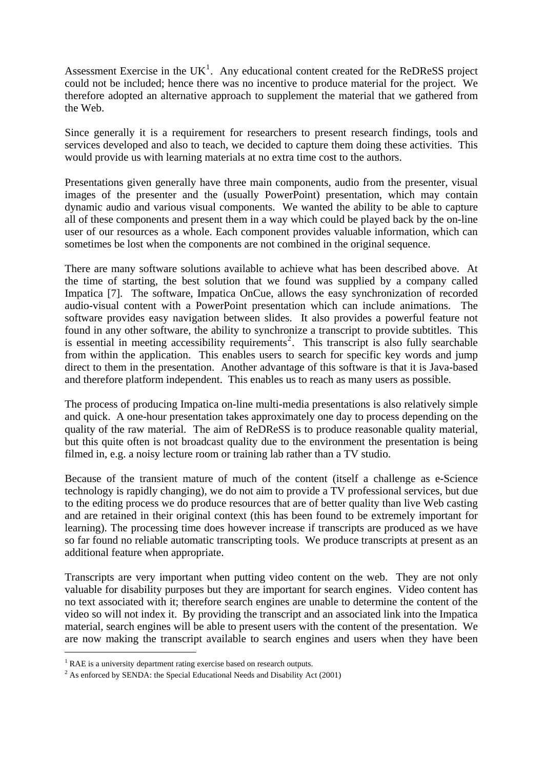Assessment Exercise in the UK[1]. Any educational content created for the ReDReSS project could not be included; hence there was no incentive to produce material for the project. We therefore adopted an alternative approach to supplement the material that we gathered from the Web.

Since generally it is a requirement for researchers to present research findings, tools and services developed and also to teach, we decided to capture them doing these activities. This would provide us with learning materials at no extra time cost to the authors.

Presentations given generally have three main components, audio from the presenter, visual images of the presenter and the (usually PowerPoint) presentation, which may contain dynamic audio and various visual components. We wanted the ability to be able to capture all of these components and present them in a way which could be played back by the on-line user of our resources as a whole. Each component provides valuable information, which can sometimes be lost when the components are not combined in the original sequence.

There are many software solutions available to achieve what has been described above. At the time of starting, the best solution that we found was supplied by a company called Impatica [7]. The software, Impatica OnCue, allows the easy synchronization of recorded audio-visual content with a PowerPoint presentation which can include animations. The software provides easy navigation between slides. It also provides a powerful feature not found in any other software, the ability to synchronize a transcript to provide subtitles. This is essential in meeting accessibility requirements[2]. This transcript is also fully searchable from within the application. This enables users to search for specific key words and jump direct to them in the presentation. Another advantage of this software is that it is Java-based and therefore platform independent. This enables us to reach as many users as possible.

The process of producing Impatica on-line multi-media presentations is also relatively simple and quick. A one-hour presentation takes approximately one day to process depending on the quality of the raw material. The aim of ReDReSS is to produce reasonable quality material, but this quite often is not broadcast quality due to the environment the presentation is being filmed in, e.g. a noisy lecture room or training lab rather than a TV studio.

Because of the transient mature of much of the content (itself a challenge as e-Science technology is rapidly changing), we do not aim to provide a TV professional services, but due to the editing process we do produce resources that are of better quality than live Web casting and are retained in their original context (this has been found to be extremely important for learning). The processing time does however increase if transcripts are produced as we have so far found no reliable automatic transcripting tools. We produce transcripts at present as an additional feature when appropriate.

Transcripts are very important when putting video content on the web. They are not only valuable for disability purposes but they are important for search engines. Video content has no text associated with it; therefore search engines are unable to determine the content of the video so will not index it. By providing the transcript and an associated link into the Impatica material, search engines will be able to present users with the content of the presentation. We are now making the transcript available to search engines and users when they have been

[1] RAE is a university department rating exercise based on research outputs.

[2] As enforced by SENDA: the Special Educational Needs and Disability Act (2001)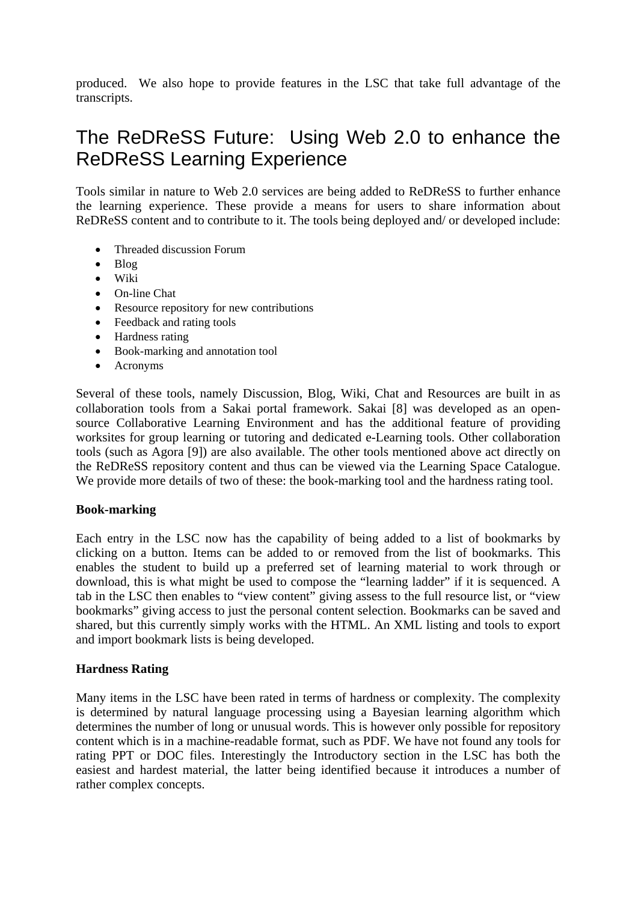produced. We also hope to provide features in the LSC that take full advantage of the transcripts.

# The ReDReSS Future: Using Web 2.0 to enhance the ReDReSS Learning Experience

Tools similar in nature to Web 2.0 services are being added to ReDReSS to further enhance the learning experience. These provide a means for users to share information about ReDReSS content and to contribute to it. The tools being deployed and/ or developed include:

- Threaded discussion Forum
- Blog
- Wiki
- On-line Chat
- Resource repository for new contributions
- Feedback and rating tools
- Hardness rating
- Book-marking and annotation tool
- Acronyms

Several of these tools, namely Discussion, Blog, Wiki, Chat and Resources are built in as collaboration tools from a Sakai portal framework. Sakai [8] was developed as an open-source Collaborative Learning Environment and has the additional feature of providing worksites for group learning or tutoring and dedicated e-Learning tools. Other collaboration tools (such as Agora [9]) are also available. The other tools mentioned above act directly on the ReDReSS repository content and thus can be viewed via the Learning Space Catalogue. We provide more details of two of these: the book-marking tool and the hardness rating tool.

**Book-marking**

Each entry in the LSC now has the capability of being added to a list of bookmarks by clicking on a button. Items can be added to or removed from the list of bookmarks. This enables the student to build up a preferred set of learning material to work through or download, this is what might be used to compose the "learning ladder" if it is sequenced. A tab in the LSC then enables to "view content" giving assess to the full resource list, or "view bookmarks" giving access to just the personal content selection. Bookmarks can be saved and shared, but this currently simply works with the HTML. An XML listing and tools to export and import bookmark lists is being developed.

**Hardness Rating**

Many items in the LSC have been rated in terms of hardness or complexity. The complexity is determined by natural language processing using a Bayesian learning algorithm which determines the number of long or unusual words. This is however only possible for repository content which is in a machine-readable format, such as PDF. We have not found any tools for rating PPT or DOC files. Interestingly the Introductory section in the LSC has both the easiest and hardest material, the latter being identified because it introduces a number of rather complex concepts.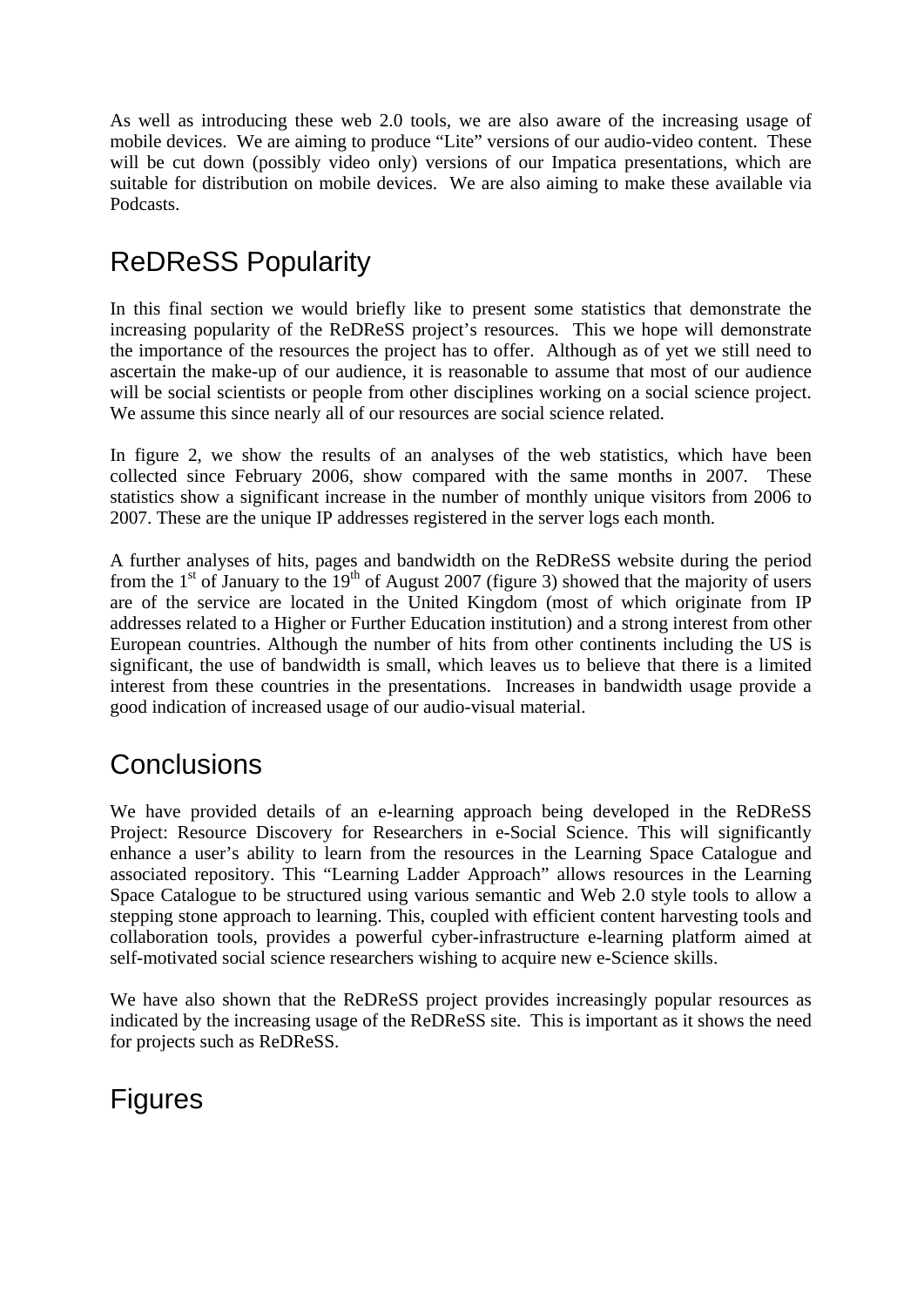As well as introducing these web 2.0 tools, we are also aware of the increasing usage of mobile devices. We are aiming to produce "Lite" versions of our audio-video content. These will be cut down (possibly video only) versions of our Impatica presentations, which are suitable for distribution on mobile devices. We are also aiming to make these available via Podcasts.

# ReDReSS Popularity

In this final section we would briefly like to present some statistics that demonstrate the increasing popularity of the ReDReSS project's resources. This we hope will demonstrate the importance of the resources the project has to offer. Although as of yet we still need to ascertain the make-up of our audience, it is reasonable to assume that most of our audience will be social scientists or people from other disciplines working on a social science project. We assume this since nearly all of our resources are social science related.

In figure 2, we show the results of an analyses of the web statistics, which have been collected since February 2006, show compared with the same months in 2007. These statistics show a significant increase in the number of monthly unique visitors from 2006 to 2007. These are the unique IP addresses registered in the server logs each month.

A further analyses of hits, pages and bandwidth on the ReDReSS website during the period from the 1st of January to the 19th of August 2007 (figure 3) showed that the majority of users are of the service are located in the United Kingdom (most of which originate from IP addresses related to a Higher or Further Education institution) and a strong interest from other European countries. Although the number of hits from other continents including the US is significant, the use of bandwidth is small, which leaves us to believe that there is a limited interest from these countries in the presentations. Increases in bandwidth usage provide a good indication of increased usage of our audio-visual material.

# Conclusions

We have provided details of an e-learning approach being developed in the ReDReSS Project: Resource Discovery for Researchers in e-Social Science. This will significantly enhance a user's ability to learn from the resources in the Learning Space Catalogue and associated repository. This "Learning Ladder Approach" allows resources in the Learning Space Catalogue to be structured using various semantic and Web 2.0 style tools to allow a stepping stone approach to learning. This, coupled with efficient content harvesting tools and collaboration tools, provides a powerful cyber-infrastructure e-learning platform aimed at self-motivated social science researchers wishing to acquire new e-Science skills.

We have also shown that the ReDReSS project provides increasingly popular resources as indicated by the increasing usage of the ReDReSS site. This is important as it shows the need for projects such as ReDReSS.

# Figures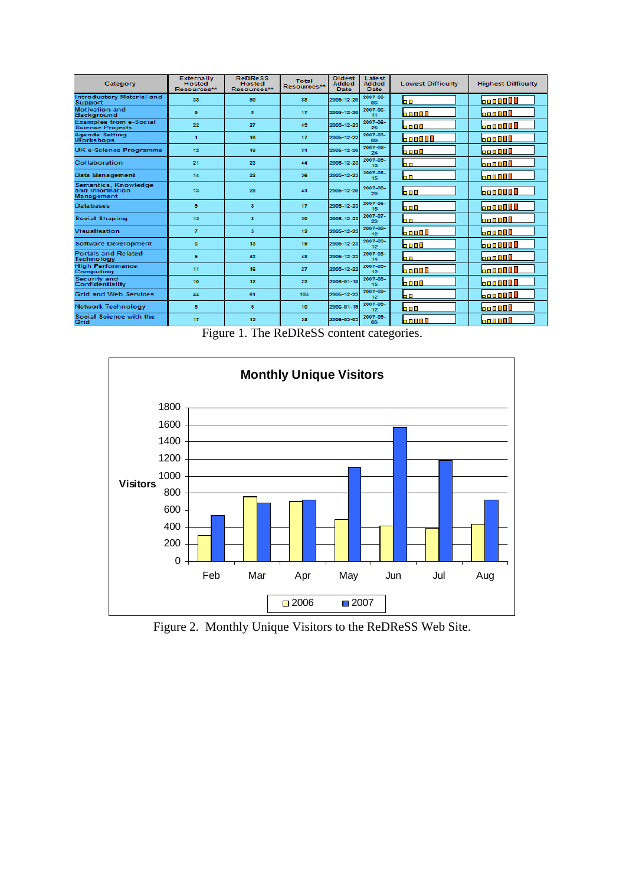| Category | Externally Hosted Resources** | ReDReSS Hosted Resources** | Total Resources** | Oldest Added Date | Latest Added Date | Lowest Difficulty | Highest Difficulty |
|---|---|---|---|---|---|---|---|
| Introductory Material and Support | 38 | 50 | 88 | 2005-12-20 | 2007-09-03 | | |
| Motivation and Background | 9 | 8 | 17 | 2005-12-20 | 2007-06-11 | | |
| Examples from e-Social Science Projects | 22 | 27 | 49 | 2005-12-23 | 2007-06-26 | | |
| Agenda Setting Workshops | 1 | 16 | 17 | 2005-12-22 | 2007-03-09 | | |
| UK e-Science Programme | 12 | 19 | 31 | 2005-12-20 | 2007-08-24 | | |
| Collaboration | 21 | 23 | 44 | 2005-12-23 | 2007-09-12 | | |
| Data Management | 14 | 22 | 36 | 2005-12-23 | 2007-08-15 | | |
| Semantics, Knowledge and Information Management | 13 | 28 | 41 | 2005-12-20 | 2007-08-20 | | |
| Databases | 9 | 8 | 17 | 2005-12-23 | 2007-05-15 | | |
| Social Shaping | 12 | 8 | 20 | 2005-12-23 | 2007-07-23 | | |
| Visualisation | 7 | 5 | 12 | 2005-12-23 | 2007-08-12 | | |
| Software Development | 6 | 13 | 19 | 2005-12-23 | 2007-09-12 | | |
| Portals and Related Technology | 5 | 43 | 48 | 2005-12-23 | 2007-08-14 | | |
| High Performance Computing | 11 | 16 | 27 | 2005-12-22 | 2007-09-12 | | |
| Security and Confidentiality | 10 | 12 | 22 | 2006-01-18 | 2007-08-15 | | |
| Grid and Web Services | 44 | 61 | 105 | 2005-12-23 | 2007-09-12 | | |
| Network Technology | 5 | 5 | 10 | 2006-01-19 | 2007-09-12 | | |
| Social Science with the Grid | 17 | 15 | 32 | 2006-05-03 | 2007-09-03 | | |

Figure 1. The ReDReSS content categories.

Figure 2. Monthly Unique Visitors to the ReDReSS Web Site.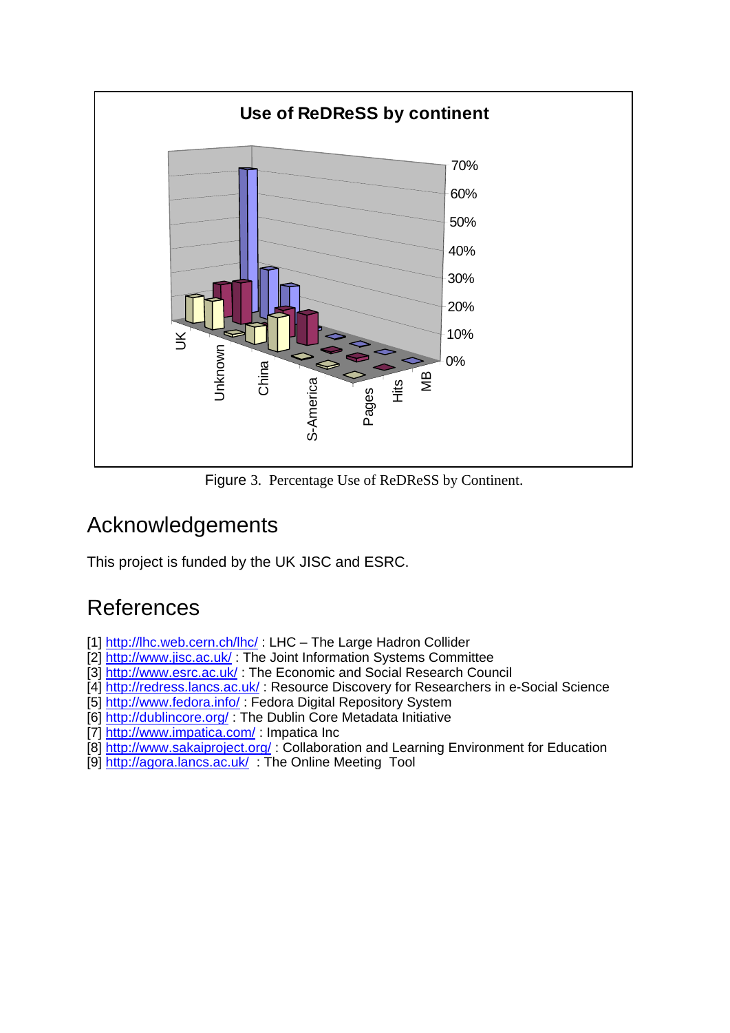Use of ReDReSS by continent

70%
60%
50%
40%
30%
20%
10%
0%

UK
Unknown
China
S-America
Pages
Hits
MB

Figure 3. Percentage Use of ReDReSS by Continent.

## Acknowledgements

This project is funded by the UK JISC and ESRC.

## References

[1] http://lhc.web.cern.ch/lhc/ : LHC – The Large Hadron Collider
[2] http://www.jisc.ac.uk/ : The Joint Information Systems Committee
[3] http://www.esrc.ac.uk/ : The Economic and Social Research Council
[4] http://redress.lancs.ac.uk/ : Resource Discovery for Researchers in e-Social Science
[5] http://www.fedora.info/ : Fedora Digital Repository System
[6] http://dublincore.org/ : The Dublin Core Metadata Initiative
[7] http://www.impatica.com/ : Impatica Inc
[8] http://www.sakaiproject.org/ : Collaboration and Learning Environment for Education
[9] http://agora.lancs.ac.uk/ : The Online Meeting Tool